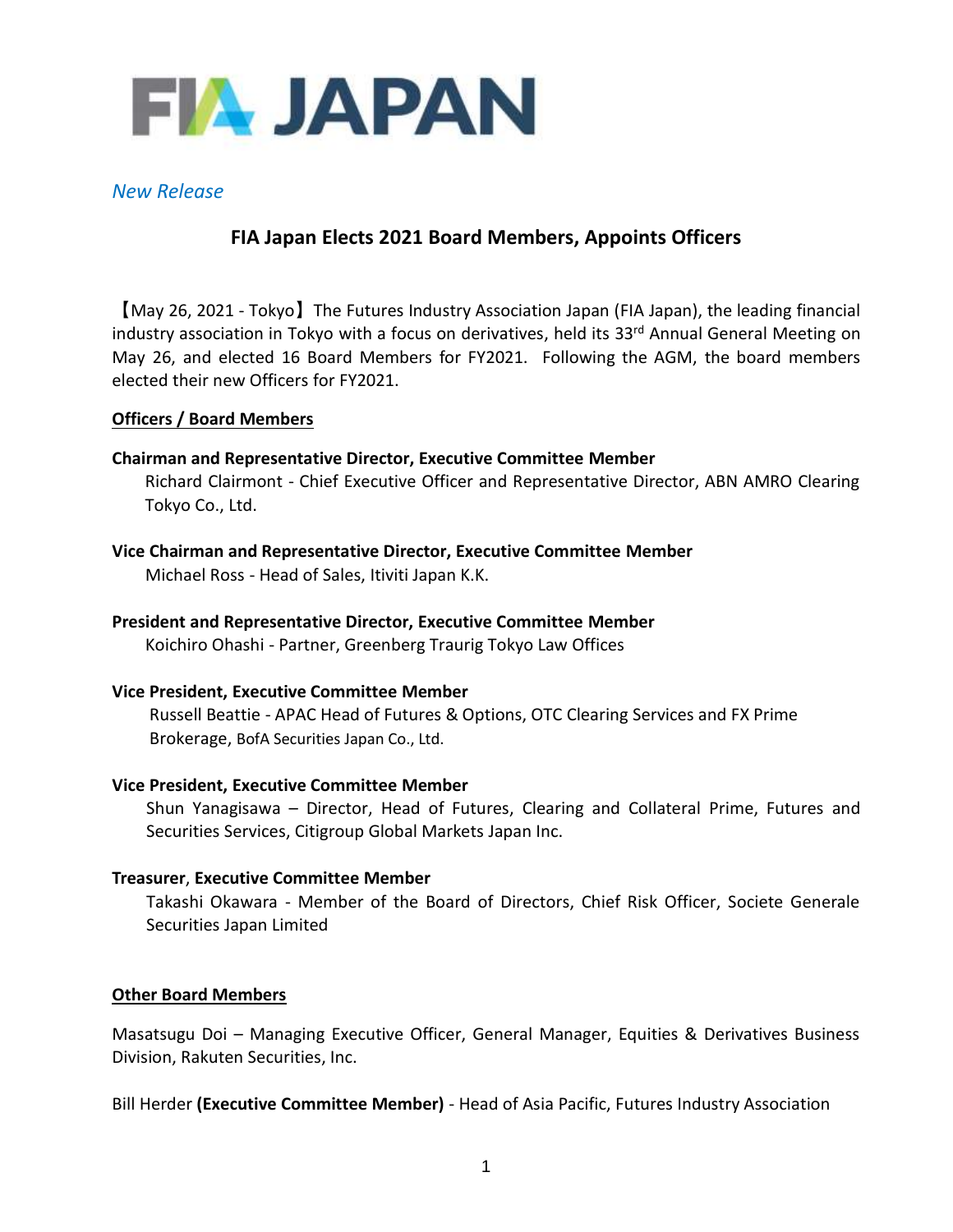# FIA JAPAN

*New Release*

## FIA Japan Elects 2021 Board Members, Appoints Officers

【May 26, 2021 - Tokyo】The Futures Industry Association Japan (FIA Japan), the leading financial industry association in Tokyo with a focus on derivatives, held its 33rd Annual General Meeting on May 26, and elected 16 Board Members for FY2021. Following the AGM, the board members elected their new Officers for FY2021.

### Officers / Board Members

**Chairman and Representative Director, Executive Committee Member**
Richard Clairmont - Chief Executive Officer and Representative Director, ABN AMRO Clearing Tokyo Co., Ltd.

**Vice Chairman and Representative Director, Executive Committee Member**
Michael Ross - Head of Sales, Itiviti Japan K.K.

**President and Representative Director, Executive Committee Member**
Koichiro Ohashi - Partner, Greenberg Traurig Tokyo Law Offices

**Vice President, Executive Committee Member**
Russell Beattie - APAC Head of Futures & Options, OTC Clearing Services and FX Prime Brokerage, BofA Securities Japan Co., Ltd.

**Vice President, Executive Committee Member**
Shun Yanagisawa – Director, Head of Futures, Clearing and Collateral Prime, Futures and Securities Services, Citigroup Global Markets Japan Inc.

**Treasurer**, **Executive Committee Member**
Takashi Okawara - Member of the Board of Directors, Chief Risk Officer, Societe Generale Securities Japan Limited

### Other Board Members

Masatsugu Doi – Managing Executive Officer, General Manager, Equities & Derivatives Business Division, Rakuten Securities, Inc.

Bill Herder **(Executive Committee Member)** - Head of Asia Pacific, Futures Industry Association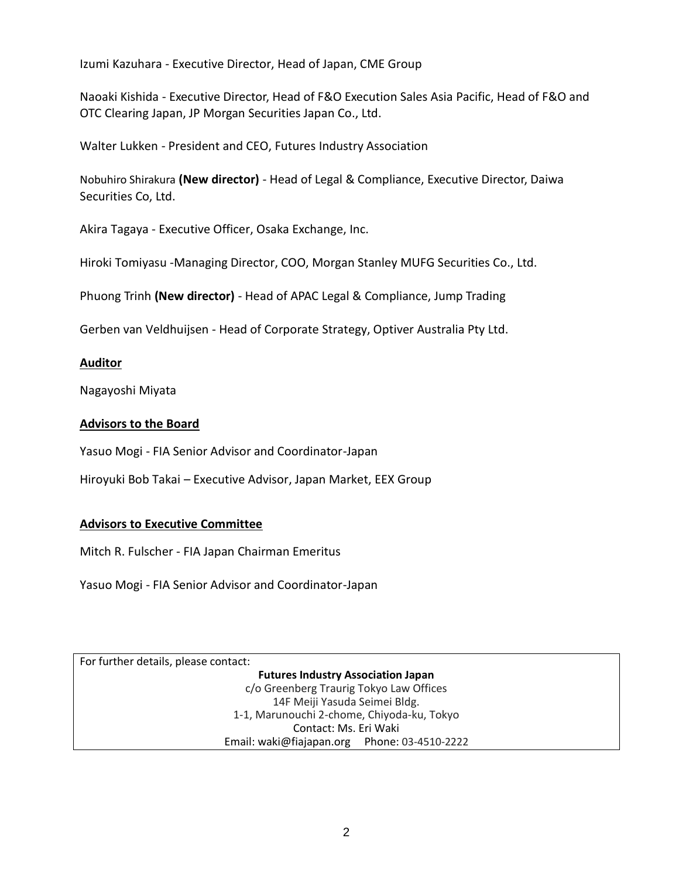Izumi Kazuhara - Executive Director, Head of Japan, CME Group

Naoaki Kishida - Executive Director, Head of F&O Execution Sales Asia Pacific, Head of F&O and OTC Clearing Japan, JP Morgan Securities Japan Co., Ltd.

Walter Lukken - President and CEO, Futures Industry Association

Nobuhiro Shirakura **(New director)** - Head of Legal & Compliance, Executive Director, Daiwa Securities Co, Ltd.

Akira Tagaya - Executive Officer, Osaka Exchange, Inc.

Hiroki Tomiyasu -Managing Director, COO, Morgan Stanley MUFG Securities Co., Ltd.

Phuong Trinh **(New director)** - Head of APAC Legal & Compliance, Jump Trading

Gerben van Veldhuijsen - Head of Corporate Strategy, Optiver Australia Pty Ltd.

**Auditor**

Nagayoshi Miyata

**Advisors to the Board**

Yasuo Mogi - FIA Senior Advisor and Coordinator-Japan

Hiroyuki Bob Takai – Executive Advisor, Japan Market, EEX Group

**Advisors to Executive Committee**

Mitch R. Fulscher - FIA Japan Chairman Emeritus

Yasuo Mogi - FIA Senior Advisor and Coordinator-Japan

For further details, please contact:

**Futures Industry Association Japan**
c/o Greenberg Traurig Tokyo Law Offices
14F Meiji Yasuda Seimei Bldg.
1-1, Marunouchi 2-chome, Chiyoda-ku, Tokyo
Contact: Ms. Eri Waki
Email: waki@fiajapan.org Phone: 03-4510-2222